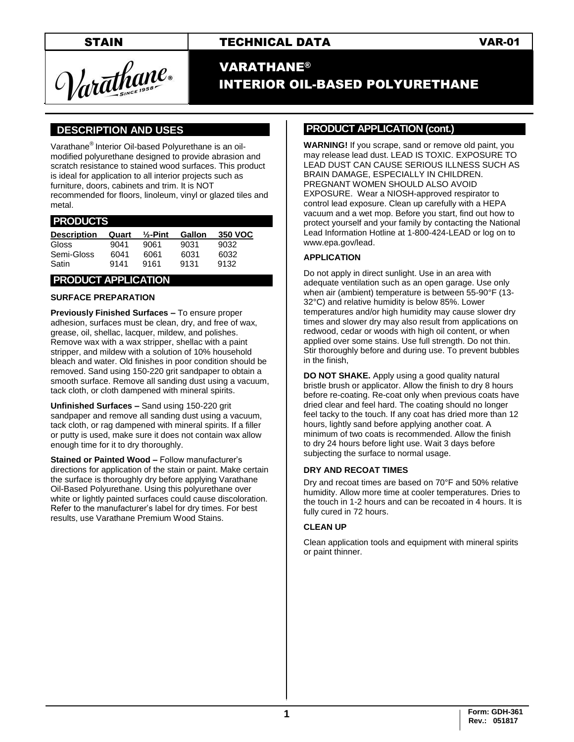STAIN | TECHNICAL DATA | VAR-01

# VARATHANE®
# INTERIOR OIL-BASED POLYURETHANE

## DESCRIPTION AND USES

Varathane® Interior Oil-based Polyurethane is an oil-modified polyurethane designed to provide abrasion and scratch resistance to stained wood surfaces. This product is ideal for application to all interior projects such as furniture, doors, cabinets and trim. It is NOT recommended for floors, linoleum, vinyl or glazed tiles and metal.

## PRODUCTS

| Description | Quart | ½-Pint | Gallon | 350 VOC |
|---|---|---|---|---|
| Gloss | 9041 | 9061 | 9031 | 9032 |
| Semi-Gloss | 6041 | 6061 | 6031 | 6032 |
| Satin | 9141 | 9161 | 9131 | 9132 |

## PRODUCT APPLICATION

### SURFACE PREPARATION

**Previously Finished Surfaces –** To ensure proper adhesion, surfaces must be clean, dry, and free of wax, grease, oil, shellac, lacquer, mildew, and polishes. Remove wax with a wax stripper, shellac with a paint stripper, and mildew with a solution of 10% household bleach and water. Old finishes in poor condition should be removed. Sand using 150-220 grit sandpaper to obtain a smooth surface. Remove all sanding dust using a vacuum, tack cloth, or cloth dampened with mineral spirits.

**Unfinished Surfaces –** Sand using 150-220 grit sandpaper and remove all sanding dust using a vacuum, tack cloth, or rag dampened with mineral spirits. If a filler or putty is used, make sure it does not contain wax allow enough time for it to dry thoroughly.

**Stained or Painted Wood –** Follow manufacturer's directions for application of the stain or paint. Make certain the surface is thoroughly dry before applying Varathane Oil-Based Polyurethane. Using this polyurethane over white or lightly painted surfaces could cause discoloration. Refer to the manufacturer's label for dry times. For best results, use Varathane Premium Wood Stains.

## PRODUCT APPLICATION (cont.)

**WARNING!** If you scrape, sand or remove old paint, you may release lead dust. LEAD IS TOXIC. EXPOSURE TO LEAD DUST CAN CAUSE SERIOUS ILLNESS SUCH AS BRAIN DAMAGE, ESPECIALLY IN CHILDREN. PREGNANT WOMEN SHOULD ALSO AVOID EXPOSURE. Wear a NIOSH-approved respirator to control lead exposure. Clean up carefully with a HEPA vacuum and a wet mop. Before you start, find out how to protect yourself and your family by contacting the National Lead Information Hotline at 1-800-424-LEAD or log on to www.epa.gov/lead.

### APPLICATION

Do not apply in direct sunlight. Use in an area with adequate ventilation such as an open garage. Use only when air (ambient) temperature is between 55-90°F (13-32°C) and relative humidity is below 85%. Lower temperatures and/or high humidity may cause slower dry times and slower dry may also result from applications on redwood, cedar or woods with high oil content, or when applied over some stains. Use full strength. Do not thin. Stir thoroughly before and during use. To prevent bubbles in the finish,

**DO NOT SHAKE.** Apply using a good quality natural bristle brush or applicator. Allow the finish to dry 8 hours before re-coating. Re-coat only when previous coats have dried clear and feel hard. The coating should no longer feel tacky to the touch. If any coat has dried more than 12 hours, lightly sand before applying another coat. A minimum of two coats is recommended. Allow the finish to dry 24 hours before light use. Wait 3 days before subjecting the surface to normal usage.

### DRY AND RECOAT TIMES

Dry and recoat times are based on 70°F and 50% relative humidity. Allow more time at cooler temperatures. Dries to the touch in 1-2 hours and can be recoated in 4 hours. It is fully cured in 72 hours.

### CLEAN UP

Clean application tools and equipment with mineral spirits or paint thinner.

Form: GDH-361
Rev.: 051817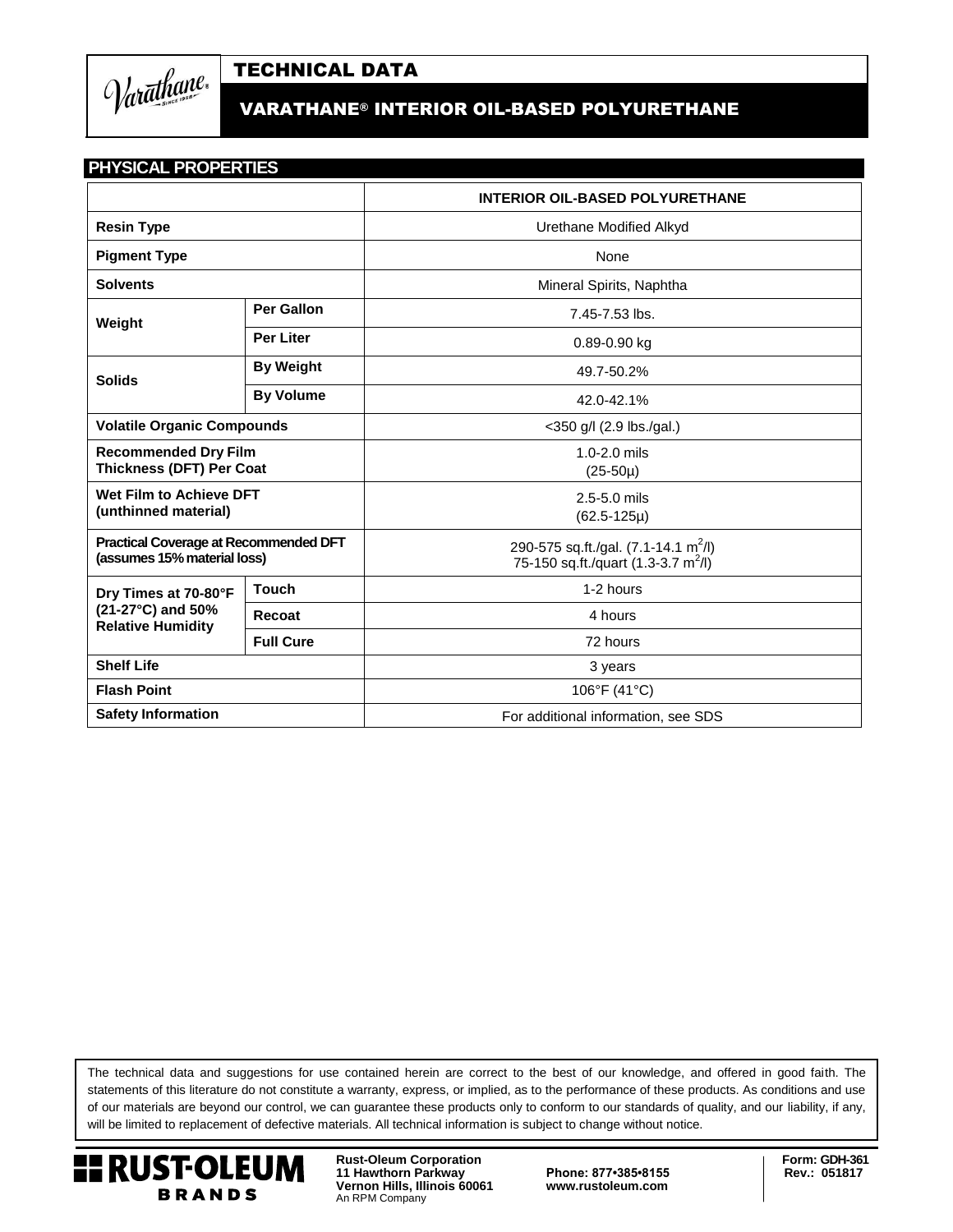# TECHNICAL DATA

## VARATHANE® INTERIOR OIL-BASED POLYURETHANE

### PHYSICAL PROPERTIES

| | | INTERIOR OIL-BASED POLYURETHANE |
|---|---|---|
| **Resin Type** | | Urethane Modified Alkyd |
| **Pigment Type** | | None |
| **Solvents** | | Mineral Spirits, Naphtha |
| **Weight** | **Per Gallon** | 7.45-7.53 lbs. |
| | **Per Liter** | 0.89-0.90 kg |
| **Solids** | **By Weight** | 49.7-50.2% |
| | **By Volume** | 42.0-42.1% |
| **Volatile Organic Compounds** | | <350 g/l (2.9 lbs./gal.) |
| **Recommended Dry Film Thickness (DFT) Per Coat** | | 1.0-2.0 mils (25-50µ) |
| **Wet Film to Achieve DFT (unthinned material)** | | 2.5-5.0 mils (62.5-125µ) |
| **Practical Coverage at Recommended DFT (assumes 15% material loss)** | | 290-575 sq.ft./gal. (7.1-14.1 $m^2$/l) 75-150 sq.ft./quart (1.3-3.7 $m^2$/l) |
| **Dry Times at 70-80°F (21-27°C) and 50% Relative Humidity** | **Touch** | 1-2 hours |
| | **Recoat** | 4 hours |
| | **Full Cure** | 72 hours |
| **Shelf Life** | | 3 years |
| **Flash Point** | | 106°F (41°C) |
| **Safety Information** | | For additional information, see SDS |

The technical data and suggestions for use contained herein are correct to the best of our knowledge, and offered in good faith. The statements of this literature do not constitute a warranty, express, or implied, as to the performance of these products. As conditions and use of our materials are beyond our control, we can guarantee these products only to conform to our standards of quality, and our liability, if any, will be limited to replacement of defective materials. All technical information is subject to change without notice.

RUST-OLEUM BRANDS

**Rust-Oleum Corporation**
**11 Hawthorn Parkway**
**Vernon Hills, Illinois 60061**
An RPM Company

**Phone: 877•385•8155**
**www.rustoleum.com**

**Form: GDH-361**
**Rev.: 051817**